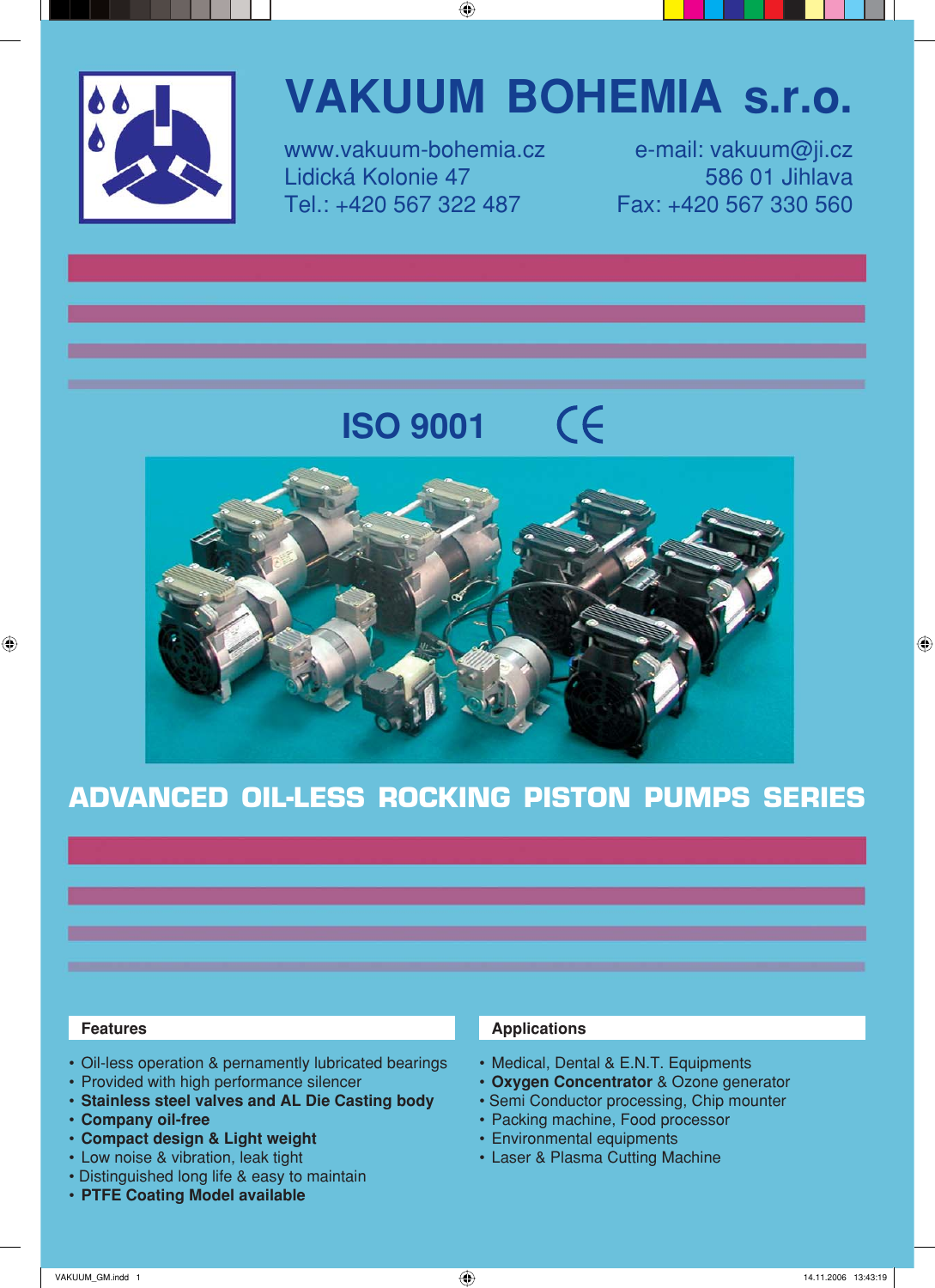# VAKUUM BOHEMIA s.r.o.

www.vakuum-bohemia.cz
Lidická Kolonie 47
Tel.: +420 567 322 487

e-mail: vakuum@ji.cz
586 01 Jihlava
Fax: +420 567 330 560

ISO 9001 CE

## ADVANCED OIL-LESS ROCKING PISTON PUMPS SERIES

### Features

- Oil-less operation & pernamently lubricated bearings
- Provided with high performance silencer
- **Stainless steel valves and AL Die Casting body**
- **Company oil-free**
- **Compact design & Light weight**
- Low noise & vibration, leak tight
- Distinguished long life & easy to maintain
- **PTFE Coating Model available**

### Applications

- Medical, Dental & E.N.T. Equipments
- **Oxygen Concentrator** & Ozone generator
- Semi Conductor processing, Chip mounter
- Packing machine, Food processor
- Environmental equipments
- Laser & Plasma Cutting Machine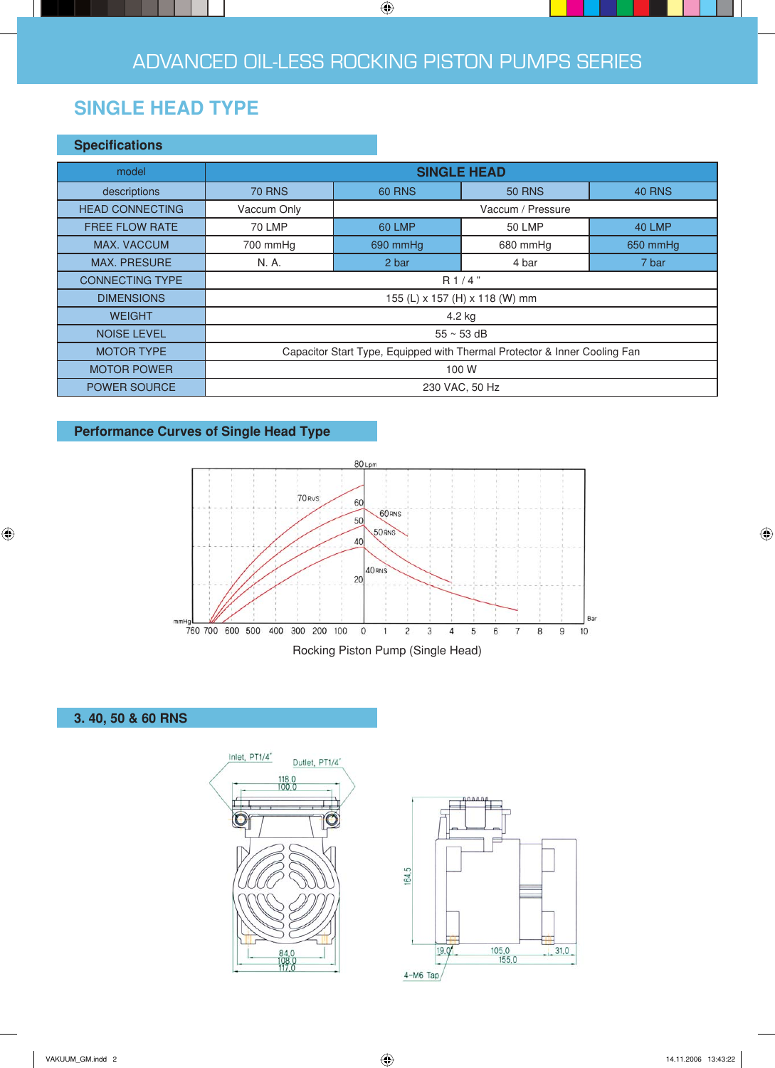# ADVANCED OIL-LESS ROCKING PISTON PUMPS SERIES

## SINGLE HEAD TYPE

### Specifications

| model | SINGLE HEAD | | | |
|---|---|---|---|---|
| descriptions | 70 RNS | 60 RNS | 50 RNS | 40 RNS |
| HEAD CONNECTING | Vaccum Only | Vaccum / Pressure | | |
| FREE FLOW RATE | 70 LMP | 60 LMP | 50 LMP | 40 LMP |
| MAX. VACCUM | 700 mmHg | 690 mmHg | 680 mmHg | 650 mmHg |
| MAX. PRESURE | N. A. | 2 bar | 4 bar | 7 bar |
| CONNECTING TYPE | R 1 / 4 " | | | |
| DIMENSIONS | 155 (L) x 157 (H) x 118 (W) mm | | | |
| WEIGHT | 4.2 kg | | | |
| NOISE LEVEL | 55 ~ 53 dB | | | |
| MOTOR TYPE | Capacitor Start Type, Equipped with Thermal Protector & Inner Cooling Fan | | | |
| MOTOR POWER | 100 W | | | |
| POWER SOURCE | 230 VAC, 50 Hz | | | |

### Performance Curves of Single Head Type

Rocking Piston Pump (Single Head)

### 3. 40, 50 & 60 RNS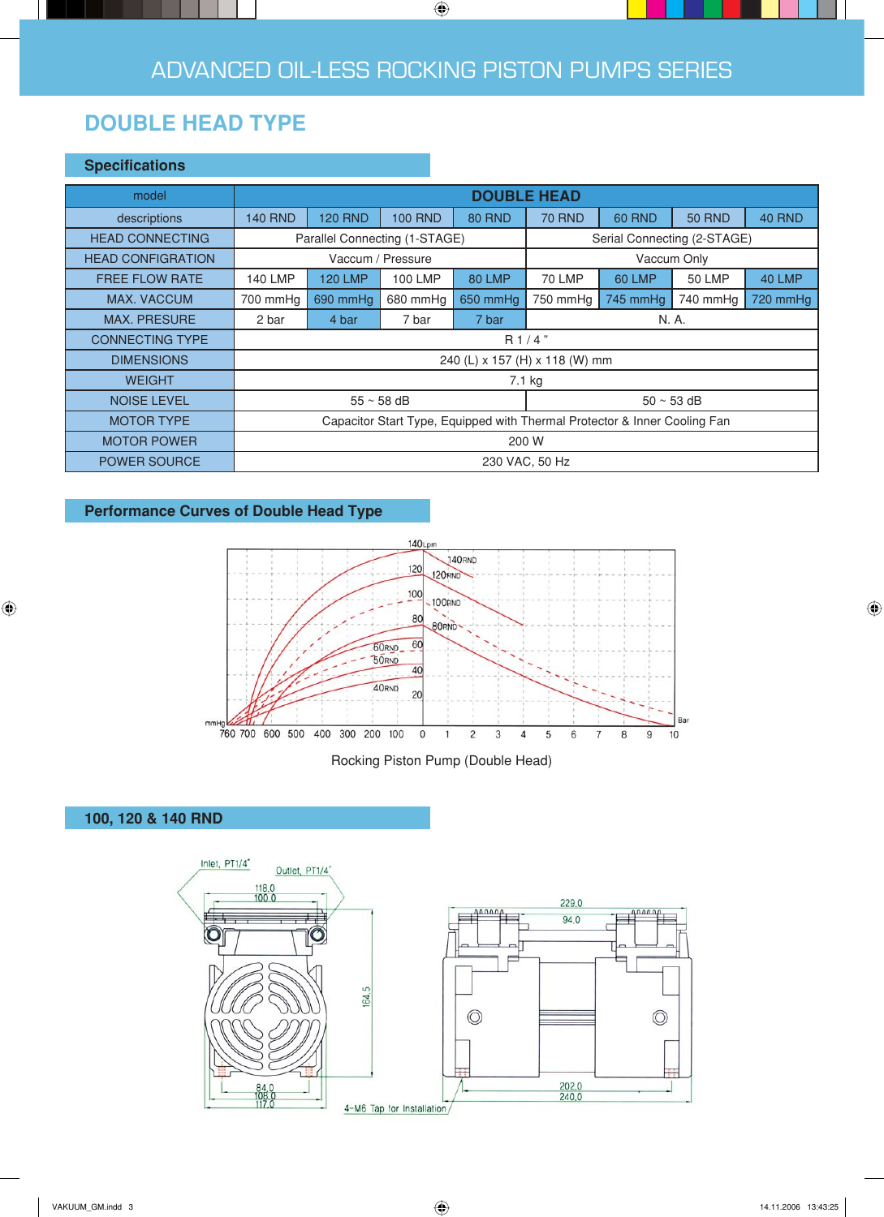# ADVANCED OIL-LESS ROCKING PISTON PUMPS SERIES

## DOUBLE HEAD TYPE

### Specifications

| model | DOUBLE HEAD | | | | | | | |
|---|---|---|---|---|---|---|---|---|
| descriptions | 140 RND | 120 RND | 100 RND | 80 RND | 70 RND | 60 RND | 50 RND | 40 RND |
| HEAD CONNECTING | Parallel Connecting (1-STAGE) | | | | Serial Connecting (2-STAGE) | | | |
| HEAD CONFIGURATION | Vaccum / Pressure | | | | Vaccum Only | | | |
| FREE FLOW RATE | 140 LMP | 120 LMP | 100 LMP | 80 LMP | 70 LMP | 60 LMP | 50 LMP | 40 LMP |
| MAX. VACCUM | 700 mmHg | 690 mmHg | 680 mmHg | 650 mmHg | 750 mmHg | 745 mmHg | 740 mmHg | 720 mmHg |
| MAX. PRESURE | 2 bar | 4 bar | 7 bar | 7 bar | N. A. | | | |
| CONNECTING TYPE | R 1 / 4 " | | | | | | | |
| DIMENSIONS | 240 (L) x 157 (H) x 118 (W) mm | | | | | | | |
| WEIGHT | 7.1 kg | | | | | | | |
| NOISE LEVEL | 55 ~ 58 dB | | | | 50 ~ 53 dB | | | |
| MOTOR TYPE | Capacitor Start Type, Equipped with Thermal Protector & Inner Cooling Fan | | | | | | | |
| MOTOR POWER | 200 W | | | | | | | |
| POWER SOURCE | 230 VAC, 50 Hz | | | | | | | |

### Performance Curves of Double Head Type

Rocking Piston Pump (Double Head)

### 100, 120 & 140 RND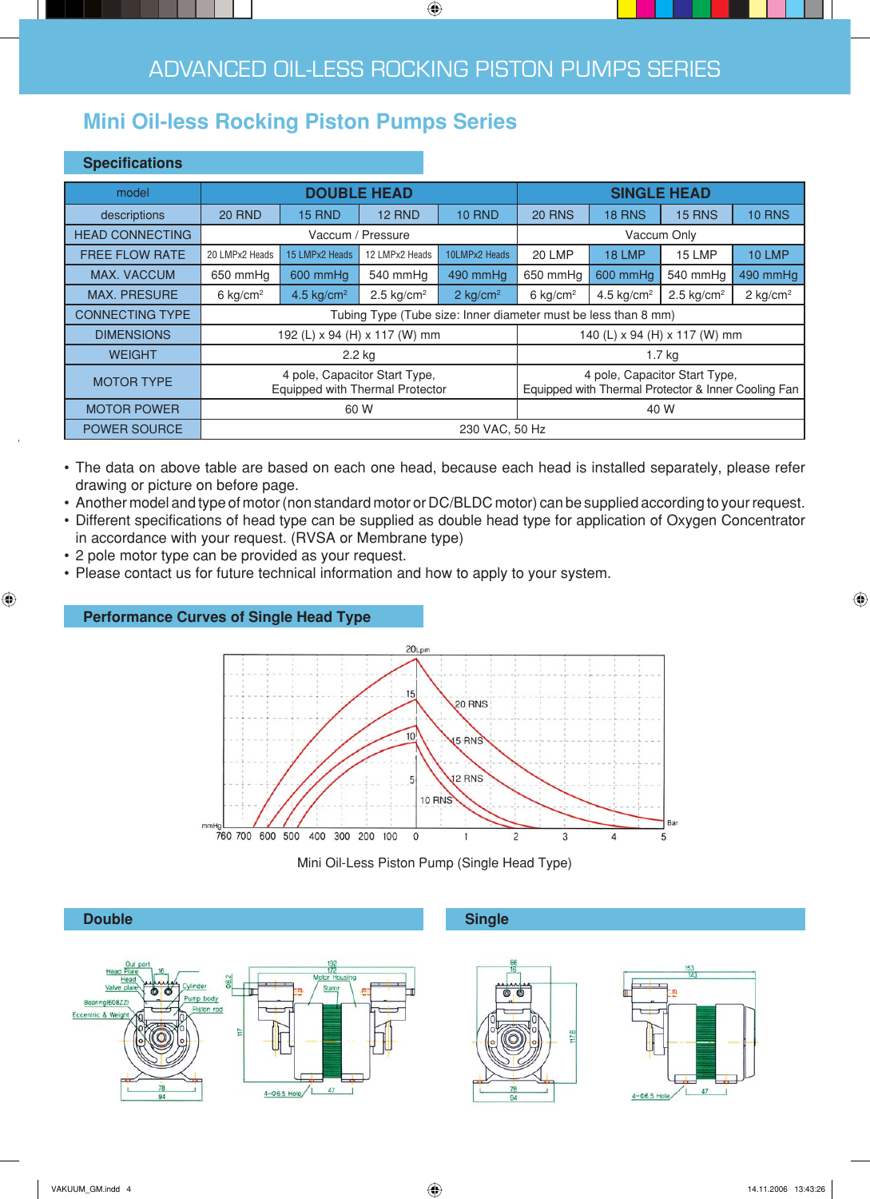# ADVANCED OIL-LESS ROCKING PISTON PUMPS SERIES

## Mini Oil-less Rocking Piston Pumps Series

### Specifications

| model | DOUBLE HEAD | | | | SINGLE HEAD | | | |
|---|---|---|---|---|---|---|---|---|
| descriptions | 20 RND | 15 RND | 12 RND | 10 RND | 20 RNS | 18 RNS | 15 RNS | 10 RNS |
| HEAD CONNECTING | Vaccum / Pressure | | | | Vaccum Only | | | |
| FREE FLOW RATE | 20 LMPx2 Heads | 15 LMPx2 Heads | 12 LMPx2 Heads | 10LMPx2 Heads | 20 LMP | 18 LMP | 15 LMP | 10 LMP |
| MAX. VACCUM | 650 mmHg | 600 mmHg | 540 mmHg | 490 mmHg | 650 mmHg | 600 mmHg | 540 mmHg | 490 mmHg |
| MAX. PRESURE | 6 kg/cm² | 4.5 kg/cm² | 2.5 kg/cm² | 2 kg/cm² | 6 kg/cm² | 4.5 kg/cm² | 2.5 kg/cm² | 2 kg/cm² |
| CONNECTING TYPE | Tubing Type (Tube size: Inner diameter must be less than 8 mm) | | | | | | | |
| DIMENSIONS | 192 (L) x 94 (H) x 117 (W) mm | | | | 140 (L) x 94 (H) x 117 (W) mm | | | |
| WEIGHT | 2.2 kg | | | | 1.7 kg | | | |
| MOTOR TYPE | 4 pole, Capacitor Start Type, Equipped with Thermal Protector | | | | 4 pole, Capacitor Start Type, Equipped with Thermal Protector & Inner Cooling Fan | | | |
| MOTOR POWER | 60 W | | | | 40 W | | | |
| POWER SOURCE | 230 VAC, 50 Hz | | | | | | | |

- The data on above table are based on each one head, because each head is installed separately, please refer drawing or picture on before page.
- Another model and type of motor (non standard motor or DC/BLDC motor) can be supplied according to your request.
- Different specifications of head type can be supplied as double head type for application of Oxygen Concentrator in accordance with your request. (RVSA or Membrane type)
- 2 pole motor type can be provided as your request.
- Please contact us for future technical information and how to apply to your system.

### Performance Curves of Single Head Type

20 Lpm
15
10
5
20 RNS
15 RNS
12 RNS
10 RNS
mmHg
760 700 600 500 400 300 200 100 0 1 2 3 4 5
Bar

Mini Oil-Less Piston Pump (Single Head Type)

### Double

Out port, Head Plate, Head, Valve plate, Cylinder, Bearing(608ZZ), Pump body, Eccentric & Weight, Piston rod, Motor Housing, Stator, 4-Φ6.5 Hole, 192, 172, 16, Φ8.2, 117, 78, 94, 47

### Single

86, 16, 117.8, 78, 94, 153, 143, 4-Φ6.5 Hole, 47